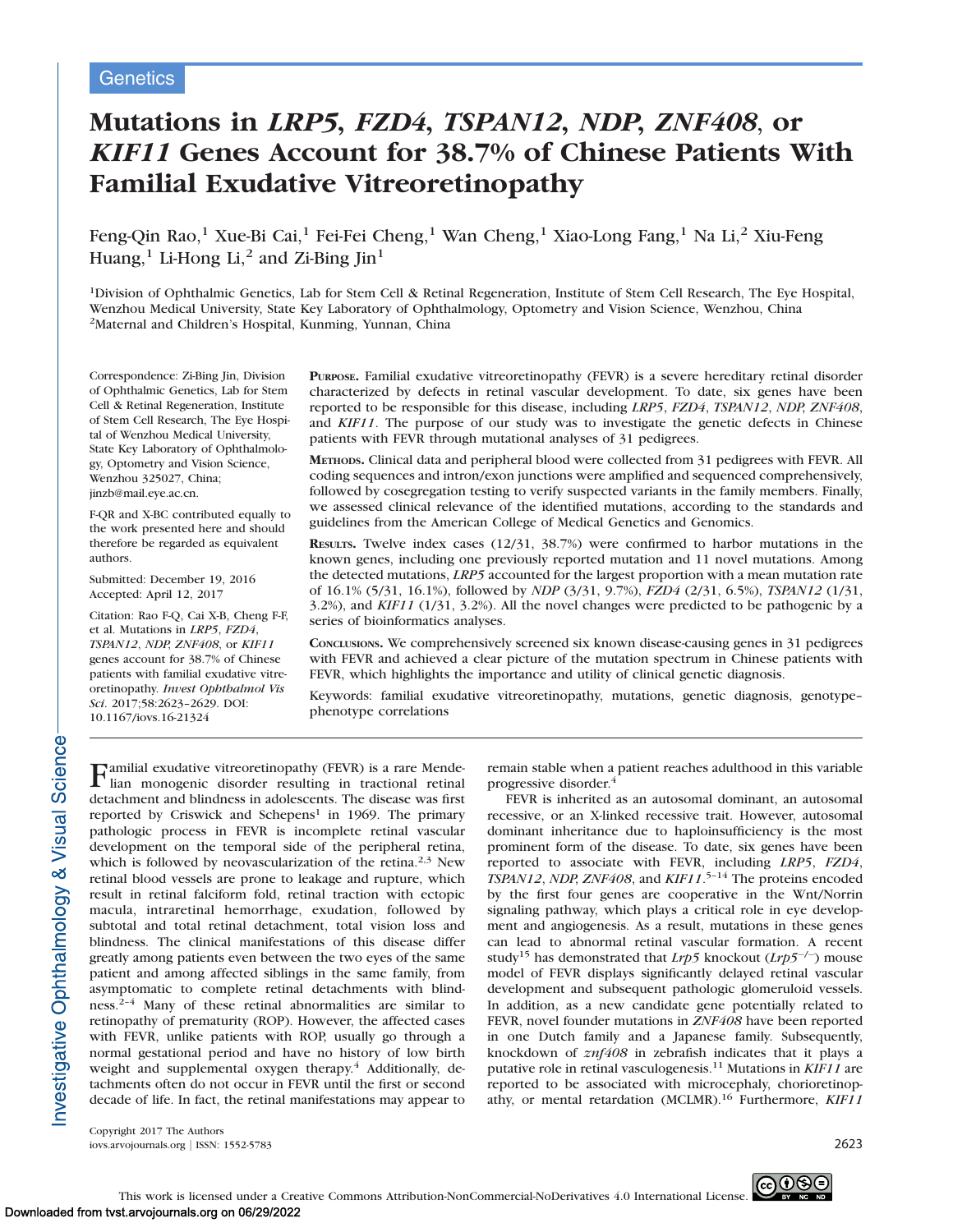Genetics

# Mutations in *LRP5*, *FZD4*, *TSPAN12*, *NDP*, *ZNF408*, or *KIF11* Genes Account for 38.7% of Chinese Patients With Familial Exudative Vitreoretinopathy

Feng-Qin Rao,[1] Xue-Bi Cai,[1] Fei-Fei Cheng,[1] Wan Cheng,[1] Xiao-Long Fang,[1] Na Li,[2] Xiu-Feng Huang,[1] Li-Hong Li,[2] and Zi-Bing Jin[1]

[1]Division of Ophthalmic Genetics, Lab for Stem Cell & Retinal Regeneration, Institute of Stem Cell Research, The Eye Hospital, Wenzhou Medical University, State Key Laboratory of Ophthalmology, Optometry and Vision Science, Wenzhou, China
[2]Maternal and Children's Hospital, Kunming, Yunnan, China

Correspondence: Zi-Bing Jin, Division of Ophthalmic Genetics, Lab for Stem Cell & Retinal Regeneration, Institute of Stem Cell Research, The Eye Hospital of Wenzhou Medical University, State Key Laboratory of Ophthalmology, Optometry and Vision Science, Wenzhou 325027, China; jinzb@mail.eye.ac.cn.

F-QR and X-BC contributed equally to the work presented here and should therefore be regarded as equivalent authors.

Submitted: December 19, 2016
Accepted: April 12, 2017

Citation: Rao F-Q, Cai X-B, Cheng F-F, et al. Mutations in *LRP5*, *FZD4*, *TSPAN12*, *NDP*, *ZNF408*, or *KIF11* genes account for 38.7% of Chinese patients with familial exudative vitreoretinopathy. *Invest Ophthalmol Vis Sci*. 2017;58:2623–2629. DOI: 10.1167/iovs.16-21324

**Purpose.** Familial exudative vitreoretinopathy (FEVR) is a severe hereditary retinal disorder characterized by defects in retinal vascular development. To date, six genes have been reported to be responsible for this disease, including *LRP5*, *FZD4*, *TSPAN12*, *NDP*, *ZNF408*, and *KIF11*. The purpose of our study was to investigate the genetic defects in Chinese patients with FEVR through mutational analyses of 31 pedigrees.

**Methods.** Clinical data and peripheral blood were collected from 31 pedigrees with FEVR. All coding sequences and intron/exon junctions were amplified and sequenced comprehensively, followed by cosegregation testing to verify suspected variants in the family members. Finally, we assessed clinical relevance of the identified mutations, according to the standards and guidelines from the American College of Medical Genetics and Genomics.

**Results.** Twelve index cases (12/31, 38.7%) were confirmed to harbor mutations in the known genes, including one previously reported mutation and 11 novel mutations. Among the detected mutations, *LRP5* accounted for the largest proportion with a mean mutation rate of 16.1% (5/31, 16.1%), followed by *NDP* (3/31, 9.7%), *FZD4* (2/31, 6.5%), *TSPAN12* (1/31, 3.2%), and *KIF11* (1/31, 3.2%). All the novel changes were predicted to be pathogenic by a series of bioinformatics analyses.

**Conclusions.** We comprehensively screened six known disease-causing genes in 31 pedigrees with FEVR and achieved a clear picture of the mutation spectrum in Chinese patients with FEVR, which highlights the importance and utility of clinical genetic diagnosis.

Keywords: familial exudative vitreoretinopathy, mutations, genetic diagnosis, genotype–phenotype correlations

Familial exudative vitreoretinopathy (FEVR) is a rare Mendelian monogenic disorder resulting in tractional retinal detachment and blindness in adolescents. The disease was first reported by Criswick and Schepens[1] in 1969. The primary pathologic process in FEVR is incomplete retinal vascular development on the temporal side of the peripheral retina, which is followed by neovascularization of the retina.[2,3] New retinal blood vessels are prone to leakage and rupture, which result in retinal falciform fold, retinal traction with ectopic macula, intraretinal hemorrhage, exudation, followed by subtotal and total retinal detachment, total vision loss and blindness. The clinical manifestations of this disease differ greatly among patients even between the two eyes of the same patient and among affected siblings in the same family, from asymptomatic to complete retinal detachments with blindness.[2–4] Many of these retinal abnormalities are similar to retinopathy of prematurity (ROP). However, the affected cases with FEVR, unlike patients with ROP, usually go through a normal gestational period and have no history of low birth weight and supplemental oxygen therapy.[4] Additionally, detachments often do not occur in FEVR until the first or second decade of life. In fact, the retinal manifestations may appear to remain stable when a patient reaches adulthood in this variable progressive disorder.[4]

FEVR is inherited as an autosomal dominant, an autosomal recessive, or an X-linked recessive trait. However, autosomal dominant inheritance due to haploinsufficiency is the most prominent form of the disease. To date, six genes have been reported to associate with FEVR, including *LRP5*, *FZD4*, *TSPAN12*, *NDP*, *ZNF408*, and *KIF11*.[5–14] The proteins encoded by the first four genes are cooperative in the Wnt/Norrin signaling pathway, which plays a critical role in eye development and angiogenesis. As a result, mutations in these genes can lead to abnormal retinal vascular formation. A recent study[15] has demonstrated that *Lrp5* knockout (*Lrp5*$^{-/-}$) mouse model of FEVR displays significantly delayed retinal vascular development and subsequent pathologic glomeruloid vessels. In addition, as a new candidate gene potentially related to FEVR, novel founder mutations in *ZNF408* have been reported in one Dutch family and a Japanese family. Subsequently, knockdown of *znf408* in zebrafish indicates that it plays a putative role in retinal vasculogenesis.[11] Mutations in *KIF11* are reported to be associated with microcephaly, chorioretinopathy, or mental retardation (MCLMR).[16] Furthermore, *KIF11*

Copyright 2017 The Authors
iovs.arvojournals.org | ISSN: 1552-5783

This work is licensed under a Creative Commons Attribution-NonCommercial-NoDerivatives 4.0 International License.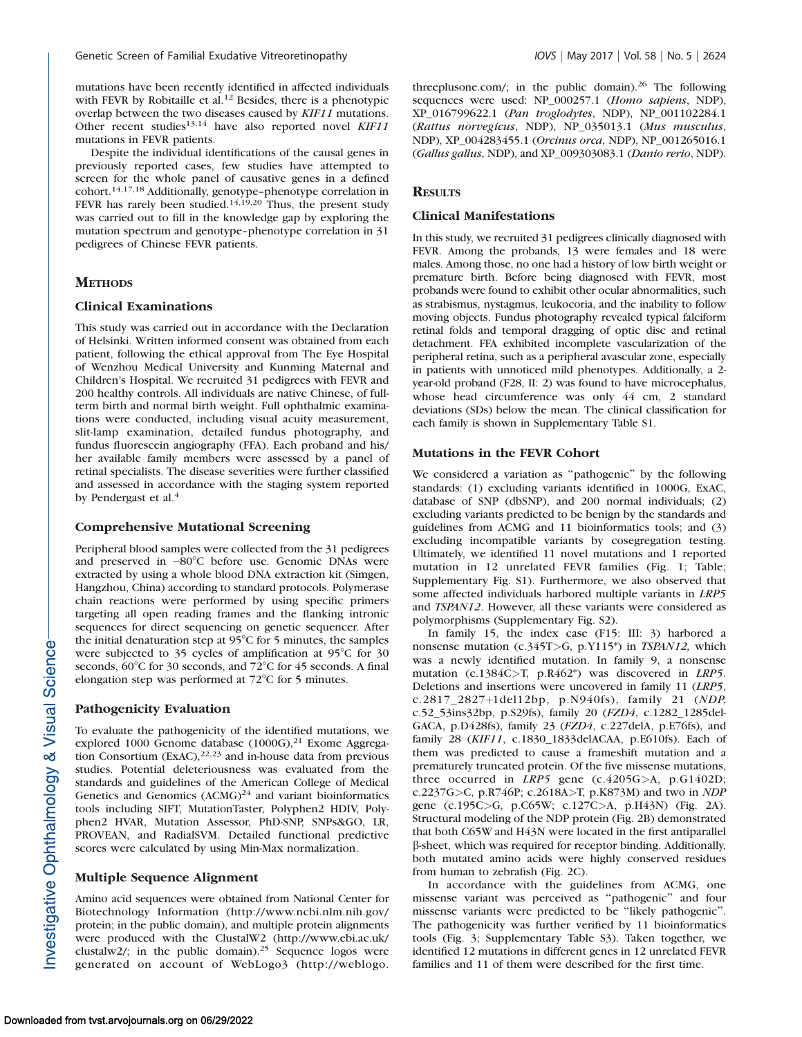mutations have been recently identified in affected individuals with FEVR by Robitaille et al.[12] Besides, there is a phenotypic overlap between the two diseases caused by *KIF11* mutations. Other recent studies[13,14] have also reported novel *KIF11* mutations in FEVR patients.

Despite the individual identifications of the causal genes in previously reported cases, few studies have attempted to screen for the whole panel of causative genes in a defined cohort.[14,17,18] Additionally, genotype–phenotype correlation in FEVR has rarely been studied.[14,19,20] Thus, the present study was carried out to fill in the knowledge gap by exploring the mutation spectrum and genotype–phenotype correlation in 31 pedigrees of Chinese FEVR patients.

## Methods

### Clinical Examinations

This study was carried out in accordance with the Declaration of Helsinki. Written informed consent was obtained from each patient, following the ethical approval from The Eye Hospital of Wenzhou Medical University and Kunming Maternal and Children's Hospital. We recruited 31 pedigrees with FEVR and 200 healthy controls. All individuals are native Chinese, of full-term birth and normal birth weight. Full ophthalmic examinations were conducted, including visual acuity measurement, slit-lamp examination, detailed fundus photography, and fundus fluorescein angiography (FFA). Each proband and his/her available family members were assessed by a panel of retinal specialists. The disease severities were further classified and assessed in accordance with the staging system reported by Pendergast et al.[4]

### Comprehensive Mutational Screening

Peripheral blood samples were collected from the 31 pedigrees and preserved in −80°C before use. Genomic DNAs were extracted by using a whole blood DNA extraction kit (Simgen, Hangzhou, China) according to standard protocols. Polymerase chain reactions were performed by using specific primers targeting all open reading frames and the flanking intronic sequences for direct sequencing on genetic sequencer. After the initial denaturation step at 95°C for 5 minutes, the samples were subjected to 35 cycles of amplification at 95°C for 30 seconds, 60°C for 30 seconds, and 72°C for 45 seconds. A final elongation step was performed at 72°C for 5 minutes.

### Pathogenicity Evaluation

To evaluate the pathogenicity of the identified mutations, we explored 1000 Genome database (1000G),[21] Exome Aggregation Consortium (ExAC),[22,23] and in-house data from previous studies. Potential deleteriousness was evaluated from the standards and guidelines of the American College of Medical Genetics and Genomics (ACMG)[24] and variant bioinformatics tools including SIFT, MutationTaster, Polyphen2 HDIV, Polyphen2 HVAR, Mutation Assessor, PhD-SNP, SNPs&GO, LR, PROVEAN, and RadialSVM. Detailed functional predictive scores were calculated by using Min-Max normalization.

### Multiple Sequence Alignment

Amino acid sequences were obtained from National Center for Biotechnology Information (http://www.ncbi.nlm.nih.gov/protein; in the public domain), and multiple protein alignments were produced with the ClustalW2 (http://www.ebi.ac.uk/clustalw2/; in the public domain).[25] Sequence logos were generated on account of WebLogo3 (http://weblogo.threeplusone.com/; in the public domain).[26] The following sequences were used: NP_000257.1 (*Homo sapiens*, NDP), XP_016799622.1 (*Pan troglodytes*, NDP), NP_001102284.1 (*Rattus norvegicus*, NDP), NP_035013.1 (*Mus musculus*, NDP), XP_004283455.1 (*Orcinus orca*, NDP), NP_001265016.1 (*Gallus gallus*, NDP), and XP_009303083.1 (*Danio rerio*, NDP).

## Results

### Clinical Manifestations

In this study, we recruited 31 pedigrees clinically diagnosed with FEVR. Among the probands, 13 were females and 18 were males. Among those, no one had a history of low birth weight or premature birth. Before being diagnosed with FEVR, most probands were found to exhibit other ocular abnormalities, such as strabismus, nystagmus, leukocoria, and the inability to follow moving objects. Fundus photography revealed typical falciform retinal folds and temporal dragging of optic disc and retinal detachment. FFA exhibited incomplete vascularization of the peripheral retina, such as a peripheral avascular zone, especially in patients with unnoticed mild phenotypes. Additionally, a 2-year-old proband (F28, II: 2) was found to have microcephalus, whose head circumference was only 44 cm, 2 standard deviations (SDs) below the mean. The clinical classification for each family is shown in Supplementary Table S1.

### Mutations in the FEVR Cohort

We considered a variation as "pathogenic" by the following standards: (1) excluding variants identified in 1000G, ExAC, database of SNP (dbSNP), and 200 normal individuals; (2) excluding variants predicted to be benign by the standards and guidelines from ACMG and 11 bioinformatics tools; and (3) excluding incompatible variants by cosegregation testing. Ultimately, we identified 11 novel mutations and 1 reported mutation in 12 unrelated FEVR families (Fig. 1; Table; Supplementary Fig. S1). Furthermore, we also observed that some affected individuals harbored multiple variants in *LRP5* and *TSPAN12*. However, all these variants were considered as polymorphisms (Supplementary Fig. S2).

In family 15, the index case (F15: III: 3) harbored a nonsense mutation (c.345T>G, p.Y115*) in *TSPAN12,* which was a newly identified mutation. In family 9, a nonsense mutation (c.1384C>T, p.R462*) was discovered in *LRP5*. Deletions and insertions were uncovered in family 11 (*LRP5*, c.2817_2827+1del12bp, p.N940fs), family 21 (*NDP*, c.52_53ins32bp, p.S29fs), family 20 (*FZD4*, c.1282_1285delGACA, p.D428fs), family 23 (*FZD4*, c.227delA, p.E76fs), and family 28 (*KIF11*, c.1830_1833delACAA, p.E610fs). Each of them was predicted to cause a frameshift mutation and a prematurely truncated protein. Of the five missense mutations, three occurred in *LRP5* gene (c.4205G>A, p.G1402D; c.2237G>C, p.R746P; c.2618A>T, p.K873M) and two in *NDP* gene (c.195C>G, p.C65W; c.127C>A, p.H43N) (Fig. 2A). Structural modeling of the NDP protein (Fig. 2B) demonstrated that both C65W and H43N were located in the first antiparallel β-sheet, which was required for receptor binding. Additionally, both mutated amino acids were highly conserved residues from human to zebrafish (Fig. 2C).

In accordance with the guidelines from ACMG, one missense variant was perceived as "pathogenic" and four missense variants were predicted to be "likely pathogenic". The pathogenicity was further verified by 11 bioinformatics tools (Fig. 3; Supplementary Table S3). Taken together, we identified 12 mutations in different genes in 12 unrelated FEVR families and 11 of them were described for the first time.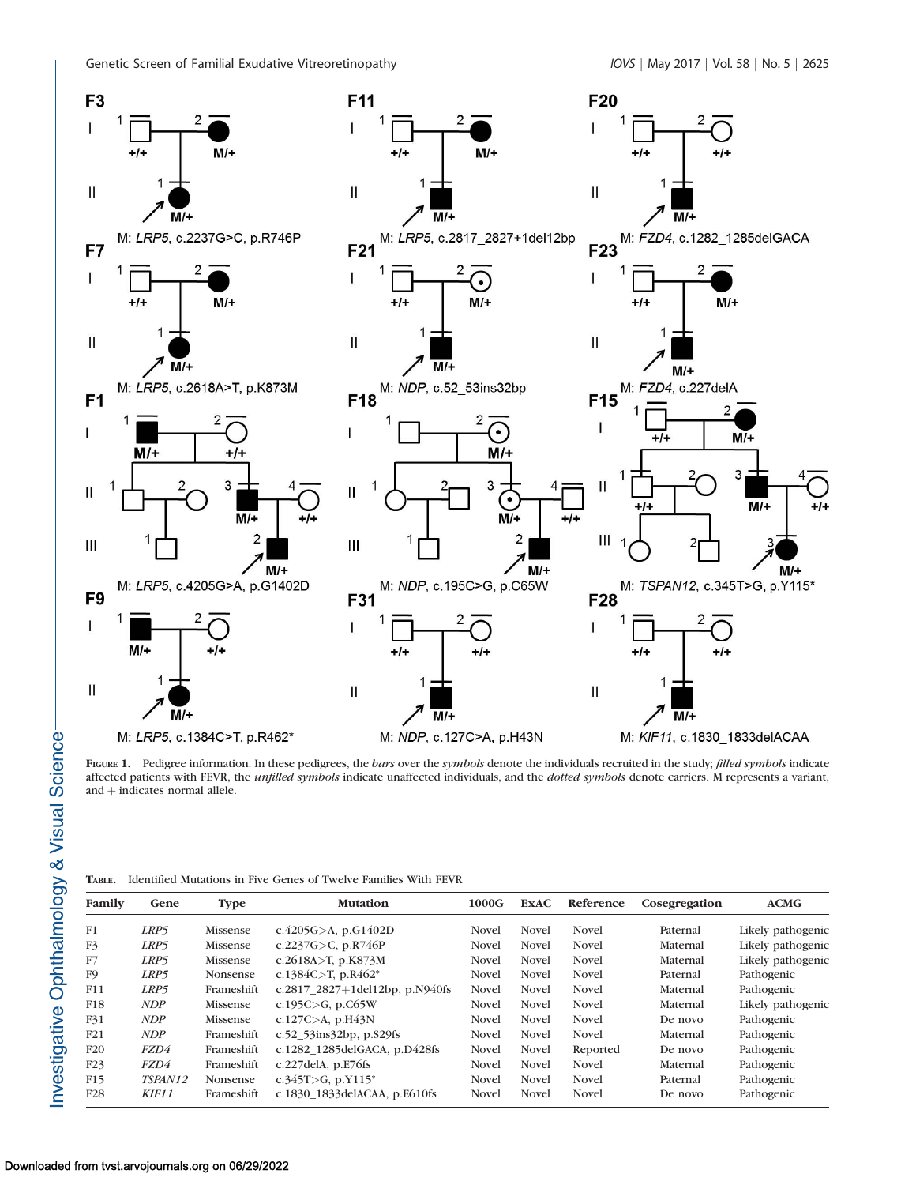FIGURE 1. Pedigree information. In these pedigrees, the *bars* over the *symbols* denote the individuals recruited in the study; *filled symbols* indicate affected patients with FEVR, the *unfilled symbols* indicate unaffected individuals, and the *dotted symbols* denote carriers. M represents a variant, and + indicates normal allele.

TABLE. Identified Mutations in Five Genes of Twelve Families With FEVR

| Family | Gene | Type | Mutation | 1000G | ExAC | Reference | Cosegregation | ACMG |
|---|---|---|---|---|---|---|---|---|
| F1 | *LRP5* | Missense | c.4205G>A, p.G1402D | Novel | Novel | Novel | Paternal | Likely pathogenic |
| F3 | *LRP5* | Missense | c.2237G>C, p.R746P | Novel | Novel | Novel | Maternal | Likely pathogenic |
| F7 | *LRP5* | Missense | c.2618A>T, p.K873M | Novel | Novel | Novel | Maternal | Likely pathogenic |
| F9 | *LRP5* | Nonsense | c.1384C>T, p.R462* | Novel | Novel | Novel | Paternal | Pathogenic |
| F11 | *LRP5* | Frameshift | c.2817_2827+1del12bp, p.N940fs | Novel | Novel | Novel | Maternal | Pathogenic |
| F18 | *NDP* | Missense | c.195C>G, p.C65W | Novel | Novel | Novel | Maternal | Likely pathogenic |
| F31 | *NDP* | Missense | c.127C>A, p.H43N | Novel | Novel | Novel | De novo | Pathogenic |
| F21 | *NDP* | Frameshift | c.52_53ins32bp, p.S29fs | Novel | Novel | Novel | Maternal | Pathogenic |
| F20 | *FZD4* | Frameshift | c.1282_1285delGACA, p.D428fs | Novel | Novel | Reported | De novo | Pathogenic |
| F23 | *FZD4* | Frameshift | c.227delA, p.E76fs | Novel | Novel | Novel | Maternal | Pathogenic |
| F15 | *TSPAN12* | Nonsense | c.345T>G, p.Y115* | Novel | Novel | Novel | Paternal | Pathogenic |
| F28 | *KIF11* | Frameshift | c.1830_1833delACAA, p.E610fs | Novel | Novel | Novel | De novo | Pathogenic |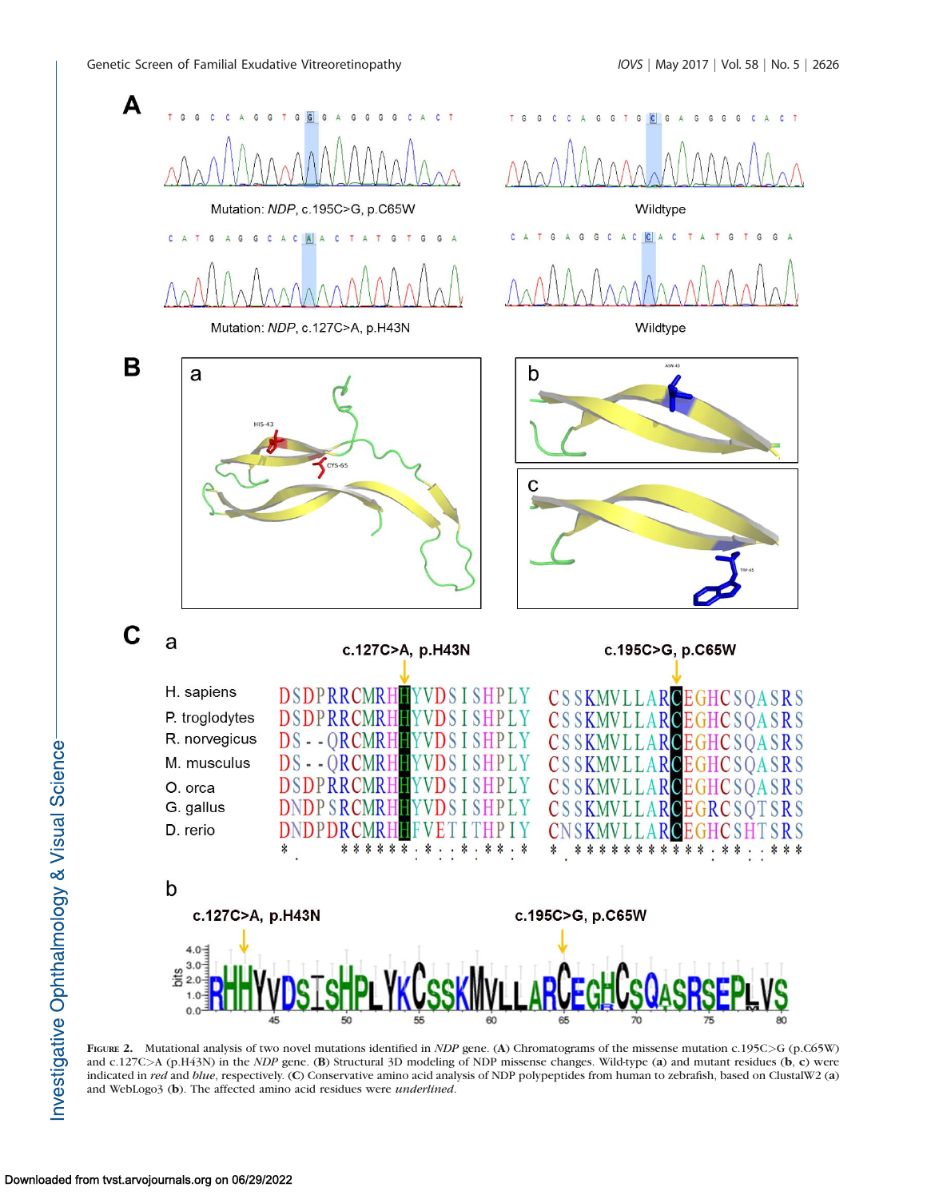**Figure 2.** Mutational analysis of two novel mutations identified in *NDP* gene. (**A**) Chromatograms of the missense mutation c.195C>G (p.C65W) and c.127C>A (p.H43N) in the *NDP* gene. (**B**) Structural 3D modeling of NDP missense changes. Wild-type (**a**) and mutant residues (**b**, **c**) were indicated in *red* and *blue*, respectively. (**C**) Conservative amino acid analysis of NDP polypeptides from human to zebrafish, based on ClustalW2 (**a**) and WebLogo3 (**b**). The affected amino acid residues were *underlined*.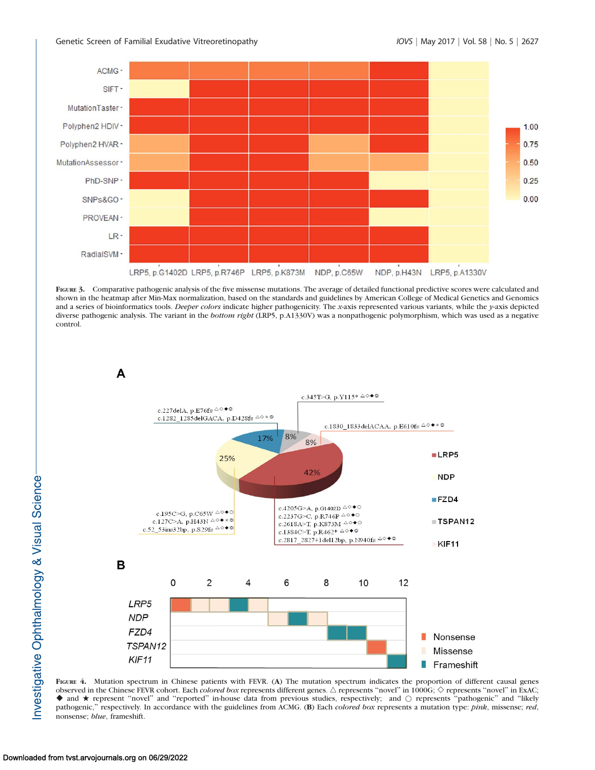**Figure 3.** Comparative pathogenic analysis of the five missense mutations. The average of detailed functional predictive scores were calculated and shown in the heatmap after Min-Max normalization, based on the standards and guidelines by American College of Medical Genetics and Genomics and a series of bioinformatics tools. *Deeper colors* indicate higher pathogenicity. The *x*-axis represented various variants, while the *y*-axis depicted diverse pathogenic analysis. The variant in the *bottom right* (LRP5, p.A1330V) was a nonpathogenic polymorphism, which was used as a negative control.

**Figure 4.** Mutation spectrum in Chinese patients with FEVR. (**A**) The mutation spectrum indicates the proportion of different causal genes observed in the Chinese FEVR cohort. Each *colored box* represents different genes. △ represents "novel" in 1000G; ◇ represents "novel" in ExAC; ◆ and ★ represent "novel" and "reported" in-house data from previous studies, respectively; and ○ represents "pathogenic" and "likely pathogenic," respectively. In accordance with the guidelines from ACMG. (**B**) Each *colored box* represents a mutation type: *pink*, missense; *red*, nonsense; *blue*, frameshift.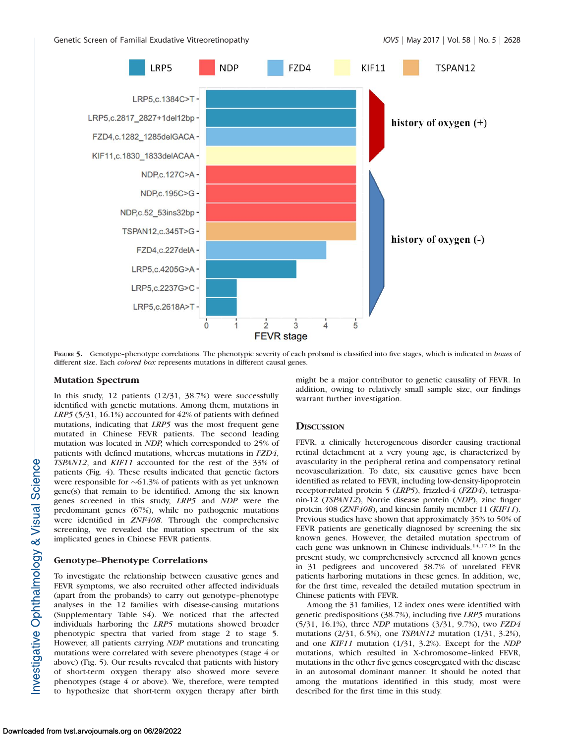FIGURE 5. Genotype-phenotype correlations. The phenotypic severity of each proband is classified into five stages, which is indicated in *boxes* of different size. Each *colored box* represents mutations in different causal genes.

### Mutation Spectrum

In this study, 12 patients (12/31, 38.7%) were successfully identified with genetic mutations. Among them, mutations in *LRP5* (5/31, 16.1%) accounted for 42% of patients with defined mutations, indicating that *LRP5* was the most frequent gene mutated in Chinese FEVR patients. The second leading mutation was located in *NDP*, which corresponded to 25% of patients with defined mutations, whereas mutations in *FZD4*, *TSPAN12*, and *KIF11* accounted for the rest of the 33% of patients (Fig. 4). These results indicated that genetic factors were responsible for ~61.3% of patients with as yet unknown gene(s) that remain to be identified. Among the six known genes screened in this study, *LRP5* and *NDP* were the predominant genes (67%), while no pathogenic mutations were identified in *ZNF408*. Through the comprehensive screening, we revealed the mutation spectrum of the six implicated genes in Chinese FEVR patients.

### Genotype–Phenotype Correlations

To investigate the relationship between causative genes and FEVR symptoms, we also recruited other affected individuals (apart from the probands) to carry out genotype-phenotype analyses in the 12 families with disease-causing mutations (Supplementary Table S4). We noticed that the affected individuals harboring the *LRP5* mutations showed broader phenotypic spectra that varied from stage 2 to stage 5. However, all patients carrying *NDP* mutations and truncating mutations were correlated with severe phenotypes (stage 4 or above) (Fig. 5). Our results revealed that patients with history of short-term oxygen therapy also showed more severe phenotypes (stage 4 or above). We, therefore, were tempted to hypothesize that short-term oxygen therapy after birth might be a major contributor to genetic causality of FEVR. In addition, owing to relatively small sample size, our findings warrant further investigation.

## DISCUSSION

FEVR, a clinically heterogeneous disorder causing tractional retinal detachment at a very young age, is characterized by avascularity in the peripheral retina and compensatory retinal neovascularization. To date, six causative genes have been identified as related to FEVR, including low-density-lipoprotein receptor-related protein 5 (*LRP5*), frizzled-4 (*FZD4*), tetraspanin-12 (*TSPAN12*), Norrie disease protein (*NDP*), zinc finger protein 408 (*ZNF408*), and kinesin family member 11 (*KIF11*). Previous studies have shown that approximately 35% to 50% of FEVR patients are genetically diagnosed by screening the six known genes. However, the detailed mutation spectrum of each gene was unknown in Chinese individuals.[14,17,18] In the present study, we comprehensively screened all known genes in 31 pedigrees and uncovered 38.7% of unrelated FEVR patients harboring mutations in these genes. In addition, we, for the first time, revealed the detailed mutation spectrum in Chinese patients with FEVR.

Among the 31 families, 12 index ones were identified with genetic predispositions (38.7%), including five *LRP5* mutations (5/31, 16.1%), three *NDP* mutations (3/31, 9.7%), two *FZD4* mutations (2/31, 6.5%), one *TSPAN12* mutation (1/31, 3.2%), and one *KIF11* mutation (1/31, 3.2%). Except for the *NDP* mutations, which resulted in X-chromosome-linked FEVR, mutations in the other five genes cosegregated with the disease in an autosomal dominant manner. It should be noted that among the mutations identified in this study, most were described for the first time in this study.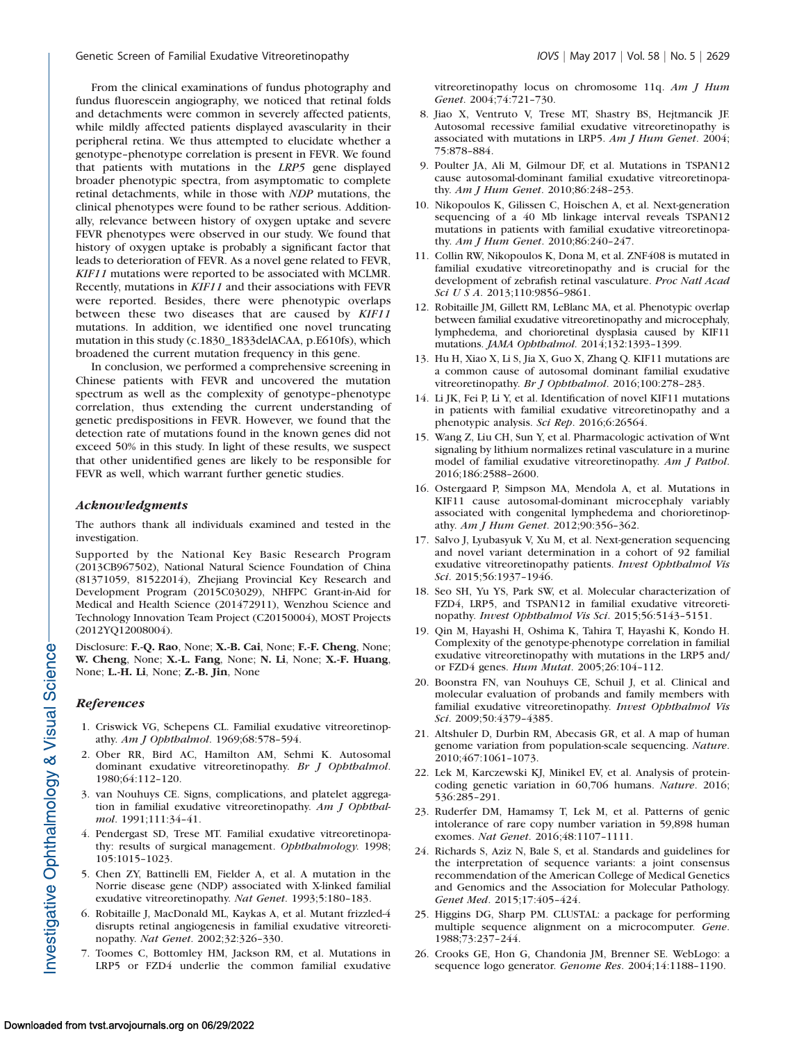From the clinical examinations of fundus photography and fundus fluorescein angiography, we noticed that retinal folds and detachments were common in severely affected patients, while mildly affected patients displayed avascularity in their peripheral retina. We thus attempted to elucidate whether a genotype–phenotype correlation is present in FEVR. We found that patients with mutations in the *LRP5* gene displayed broader phenotypic spectra, from asymptomatic to complete retinal detachments, while in those with *NDP* mutations, the clinical phenotypes were found to be rather serious. Additionally, relevance between history of oxygen uptake and severe FEVR phenotypes were observed in our study. We found that history of oxygen uptake is probably a significant factor that leads to deterioration of FEVR. As a novel gene related to FEVR, *KIF11* mutations were reported to be associated with MCLMR. Recently, mutations in *KIF11* and their associations with FEVR were reported. Besides, there were phenotypic overlaps between these two diseases that are caused by *KIF11* mutations. In addition, we identified one novel truncating mutation in this study (c.1830_1833delACAA, p.E610fs), which broadened the current mutation frequency in this gene.

In conclusion, we performed a comprehensive screening in Chinese patients with FEVR and uncovered the mutation spectrum as well as the complexity of genotype–phenotype correlation, thus extending the current understanding of genetic predispositions in FEVR. However, we found that the detection rate of mutations found in the known genes did not exceed 50% in this study. In light of these results, we suspect that other unidentified genes are likely to be responsible for FEVR as well, which warrant further genetic studies.

### *Acknowledgments*

The authors thank all individuals examined and tested in the investigation.

Supported by the National Key Basic Research Program (2013CB967502), National Natural Science Foundation of China (81371059, 81522014), Zhejiang Provincial Key Research and Development Program (2015C03029), NHFPC Grant-in-Aid for Medical and Health Science (201472911), Wenzhou Science and Technology Innovation Team Project (C20150004), MOST Projects (2012YQ12008004).

Disclosure: **F.-Q. Rao**, None; **X.-B. Cai**, None; **F.-F. Cheng**, None; **W. Cheng**, None; **X.-L. Fang**, None; **N. Li**, None; **X.-F. Huang**, None; **L.-H. Li**, None; **Z.-B. Jin**, None

### *References*

1. Criswick VG, Schepens CL. Familial exudative vitreoretinopathy. *Am J Ophthalmol*. 1969;68:578–594.
2. Ober RR, Bird AC, Hamilton AM, Sehmi K. Autosomal dominant exudative vitreoretinopathy. *Br J Ophthalmol*. 1980;64:112–120.
3. van Nouhuys CE. Signs, complications, and platelet aggregation in familial exudative vitreoretinopathy. *Am J Ophthalmol*. 1991;111:34–41.
4. Pendergast SD, Trese MT. Familial exudative vitreoretinopathy: results of surgical management. *Ophthalmology.* 1998; 105:1015–1023.
5. Chen ZY, Battinelli EM, Fielder A, et al. A mutation in the Norrie disease gene (NDP) associated with X-linked familial exudative vitreoretinopathy. *Nat Genet*. 1993;5:180–183.
6. Robitaille J, MacDonald ML, Kaykas A, et al. Mutant frizzled-4 disrupts retinal angiogenesis in familial exudative vitreoretinopathy. *Nat Genet*. 2002;32:326–330.
7. Toomes C, Bottomley HM, Jackson RM, et al. Mutations in LRP5 or FZD4 underlie the common familial exudative vitreoretinopathy locus on chromosome 11q. *Am J Hum Genet*. 2004;74:721–730.
8. Jiao X, Ventruto V, Trese MT, Shastry BS, Hejtmancik JF. Autosomal recessive familial exudative vitreoretinopathy is associated with mutations in LRP5. *Am J Hum Genet*. 2004; 75:878–884.
9. Poulter JA, Ali M, Gilmour DF, et al. Mutations in TSPAN12 cause autosomal-dominant familial exudative vitreoretinopathy. *Am J Hum Genet*. 2010;86:248–253.
10. Nikopoulos K, Gilissen C, Hoischen A, et al. Next-generation sequencing of a 40 Mb linkage interval reveals TSPAN12 mutations in patients with familial exudative vitreoretinopathy. *Am J Hum Genet*. 2010;86:240–247.
11. Collin RW, Nikopoulos K, Dona M, et al. ZNF408 is mutated in familial exudative vitreoretinopathy and is crucial for the development of zebrafish retinal vasculature. *Proc Natl Acad Sci U S A*. 2013;110:9856–9861.
12. Robitaille JM, Gillett RM, LeBlanc MA, et al. Phenotypic overlap between familial exudative vitreoretinopathy and microcephaly, lymphedema, and chorioretinal dysplasia caused by KIF11 mutations. *JAMA Ophthalmol*. 2014;132:1393–1399.
13. Hu H, Xiao X, Li S, Jia X, Guo X, Zhang Q. KIF11 mutations are a common cause of autosomal dominant familial exudative vitreoretinopathy. *Br J Ophthalmol*. 2016;100:278–283.
14. Li JK, Fei P, Li Y, et al. Identification of novel KIF11 mutations in patients with familial exudative vitreoretinopathy and a phenotypic analysis. *Sci Rep*. 2016;6:26564.
15. Wang Z, Liu CH, Sun Y, et al. Pharmacologic activation of Wnt signaling by lithium normalizes retinal vasculature in a murine model of familial exudative vitreoretinopathy. *Am J Pathol*. 2016;186:2588–2600.
16. Ostergaard P, Simpson MA, Mendola A, et al. Mutations in KIF11 cause autosomal-dominant microcephaly variably associated with congenital lymphedema and chorioretinopathy. *Am J Hum Genet*. 2012;90:356–362.
17. Salvo J, Lyubasyuk V, Xu M, et al. Next-generation sequencing and novel variant determination in a cohort of 92 familial exudative vitreoretinopathy patients. *Invest Ophthalmol Vis Sci*. 2015;56:1937–1946.
18. Seo SH, Yu YS, Park SW, et al. Molecular characterization of FZD4, LRP5, and TSPAN12 in familial exudative vitreoretinopathy. *Invest Ophthalmol Vis Sci*. 2015;56:5143–5151.
19. Qin M, Hayashi H, Oshima K, Tahira T, Hayashi K, Kondo H. Complexity of the genotype-phenotype correlation in familial exudative vitreoretinopathy with mutations in the LRP5 and/or FZD4 genes. *Hum Mutat*. 2005;26:104–112.
20. Boonstra FN, van Nouhuys CE, Schuil J, et al. Clinical and molecular evaluation of probands and family members with familial exudative vitreoretinopathy. *Invest Ophthalmol Vis Sci*. 2009;50:4379–4385.
21. Altshuler D, Durbin RM, Abecasis GR, et al. A map of human genome variation from population-scale sequencing. *Nature*. 2010;467:1061–1073.
22. Lek M, Karczewski KJ, Minikel EV, et al. Analysis of protein-coding genetic variation in 60,706 humans. *Nature*. 2016; 536:285–291.
23. Ruderfer DM, Hamamsy T, Lek M, et al. Patterns of genic intolerance of rare copy number variation in 59,898 human exomes. *Nat Genet*. 2016;48:1107–1111.
24. Richards S, Aziz N, Bale S, et al. Standards and guidelines for the interpretation of sequence variants: a joint consensus recommendation of the American College of Medical Genetics and Genomics and the Association for Molecular Pathology. *Genet Med*. 2015;17:405–424.
25. Higgins DG, Sharp PM. CLUSTAL: a package for performing multiple sequence alignment on a microcomputer. *Gene*. 1988;73:237–244.
26. Crooks GE, Hon G, Chandonia JM, Brenner SE. WebLogo: a sequence logo generator. *Genome Res*. 2004;14:1188–1190.